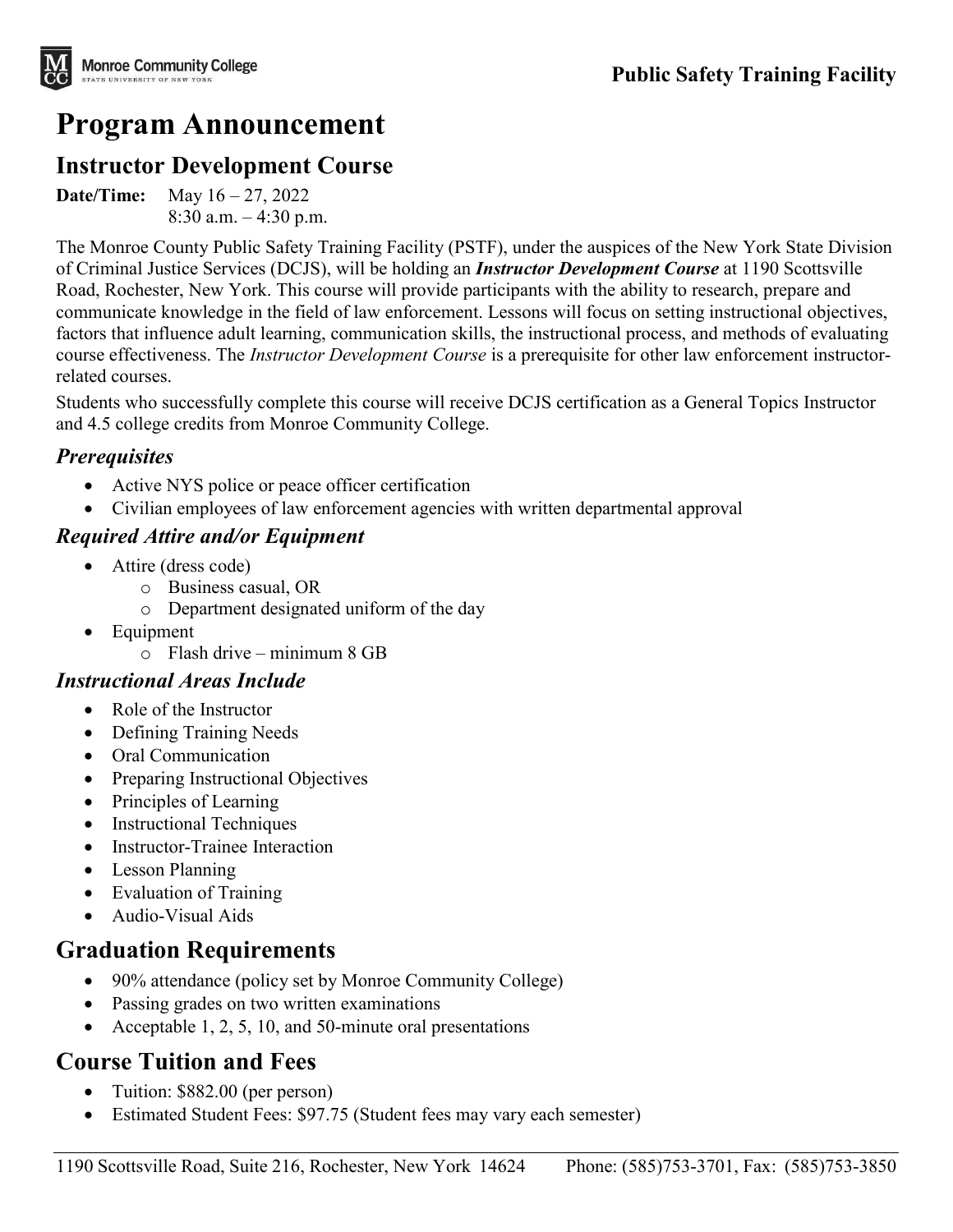Public Safety Training Facility

# Program Announcement

## Instructor Development Course

**Date/Time:** May 16 – 27, 2022
8:30 a.m. – 4:30 p.m.

The Monroe County Public Safety Training Facility (PSTF), under the auspices of the New York State Division of Criminal Justice Services (DCJS), will be holding an ***Instructor Development Course*** at 1190 Scottsville Road, Rochester, New York. This course will provide participants with the ability to research, prepare and communicate knowledge in the field of law enforcement. Lessons will focus on setting instructional objectives, factors that influence adult learning, communication skills, the instructional process, and methods of evaluating course effectiveness. The *Instructor Development Course* is a prerequisite for other law enforcement instructor-related courses.

Students who successfully complete this course will receive DCJS certification as a General Topics Instructor and 4.5 college credits from Monroe Community College.

### *Prerequisites*

- Active NYS police or peace officer certification
- Civilian employees of law enforcement agencies with written departmental approval

### *Required Attire and/or Equipment*

- Attire (dress code)
  - Business casual, OR
  - Department designated uniform of the day
- Equipment
  - Flash drive – minimum 8 GB

### *Instructional Areas Include*

- Role of the Instructor
- Defining Training Needs
- Oral Communication
- Preparing Instructional Objectives
- Principles of Learning
- Instructional Techniques
- Instructor-Trainee Interaction
- Lesson Planning
- Evaluation of Training
- Audio-Visual Aids

## Graduation Requirements

- 90% attendance (policy set by Monroe Community College)
- Passing grades on two written examinations
- Acceptable 1, 2, 5, 10, and 50-minute oral presentations

## Course Tuition and Fees

- Tuition: $882.00 (per person)
- Estimated Student Fees: $97.75 (Student fees may vary each semester)

1190 Scottsville Road, Suite 216, Rochester, New York 14624 Phone: (585)753-3701, Fax: (585)753-3850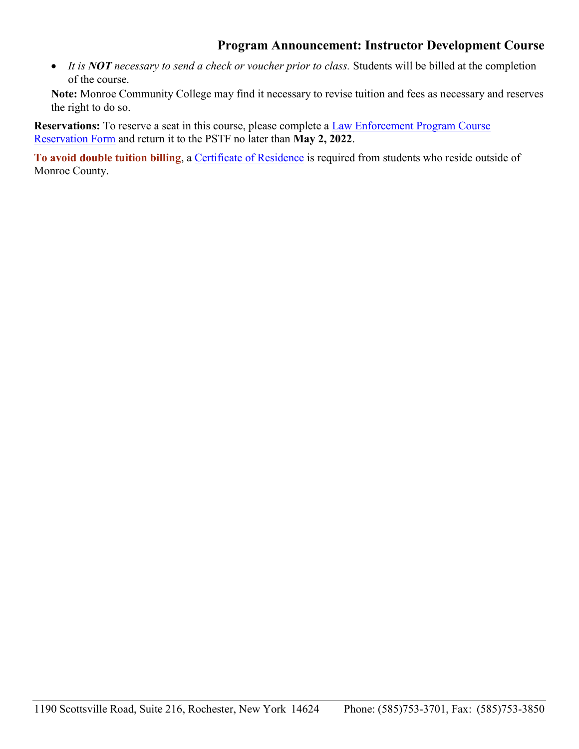- *It is **NOT** necessary to send a check or voucher prior to class.* Students will be billed at the completion of the course.

  **Note:** Monroe Community College may find it necessary to revise tuition and fees as necessary and reserves the right to do so.

**Reservations:** To reserve a seat in this course, please complete a Law Enforcement Program Course Reservation Form and return it to the PSTF no later than **May 2, 2022**.

**To avoid double tuition billing**, a Certificate of Residence is required from students who reside outside of Monroe County.